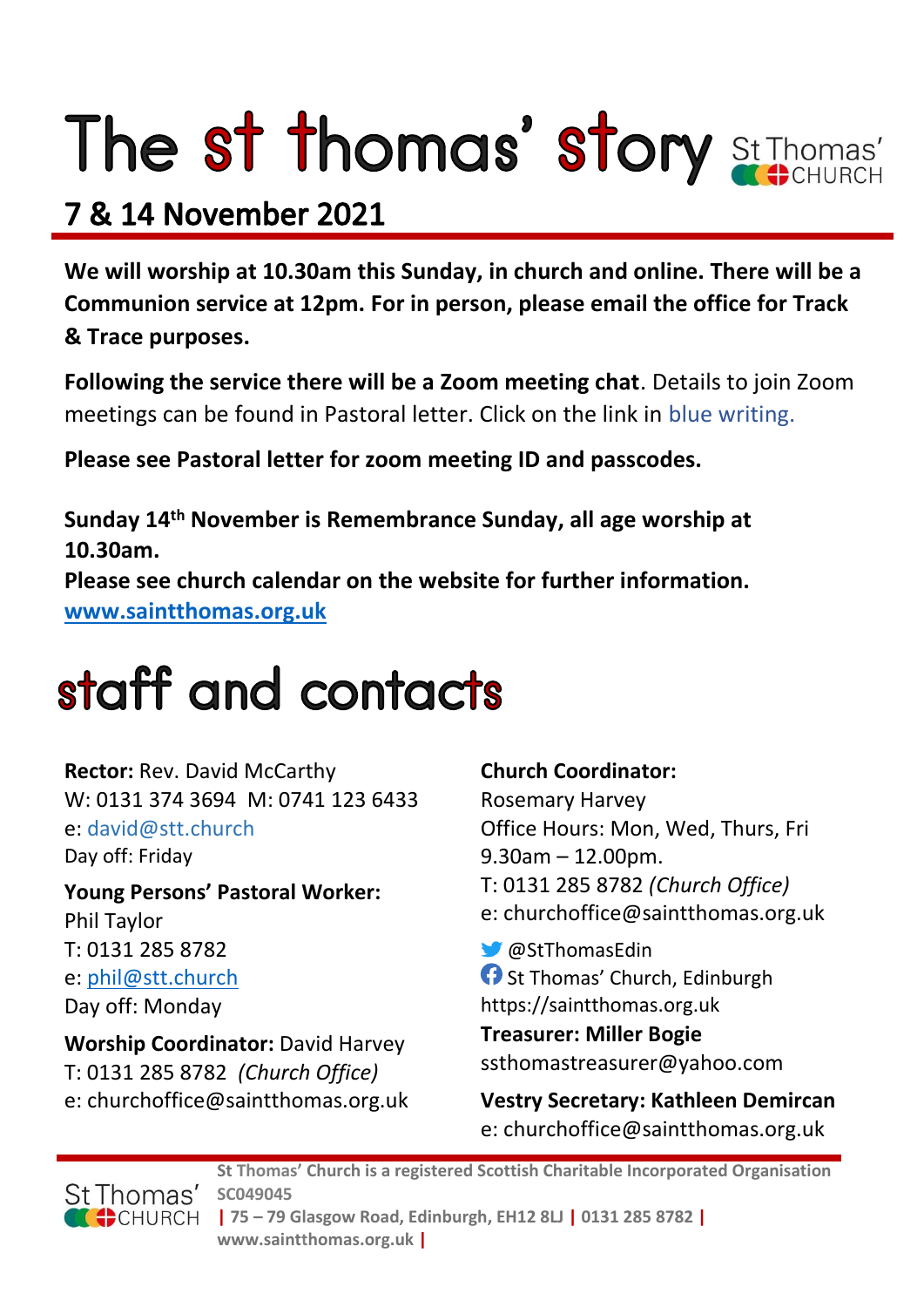# The st thomas' story

St Thomas' CHURCH

## 7 & 14 November 2021

**We will worship at 10.30am this Sunday, in church and online. There will be a Communion service at 12pm. For in person, please email the office for Track & Trace purposes.**

**Following the service there will be a Zoom meeting chat**. Details to join Zoom meetings can be found in Pastoral letter. Click on the link in blue writing.

**Please see Pastoral letter for zoom meeting ID and passcodes.**

**Sunday 14th November is Remembrance Sunday, all age worship at 10.30am.**
**Please see church calendar on the website for further information.**
**www.saintthomas.org.uk**

# staff and contacts

**Rector:** Rev. David McCarthy
W: 0131 374 3694 M: 0741 123 6433
e: david@stt.church
Day off: Friday

**Young Persons' Pastoral Worker:**
Phil Taylor
T: 0131 285 8782
e: phil@stt.church
Day off: Monday

**Worship Coordinator:** David Harvey
T: 0131 285 8782 *(Church Office)*
e: churchoffice@saintthomas.org.uk

**Church Coordinator:**
Rosemary Harvey
Office Hours: Mon, Wed, Thurs, Fri
9.30am – 12.00pm.
T: 0131 285 8782 *(Church Office)*
e: churchoffice@saintthomas.org.uk

@StThomasEdin
St Thomas' Church, Edinburgh
https://saintthomas.org.uk

**Treasurer: Miller Bogie**
ssthomastreasurer@yahoo.com

**Vestry Secretary: Kathleen Demircan**
e: churchoffice@saintthomas.org.uk

**St Thomas' Church is a registered Scottish Charitable Incorporated Organisation SC049045 | 75 – 79 Glasgow Road, Edinburgh, EH12 8LJ | 0131 285 8782 | www.saintthomas.org.uk |**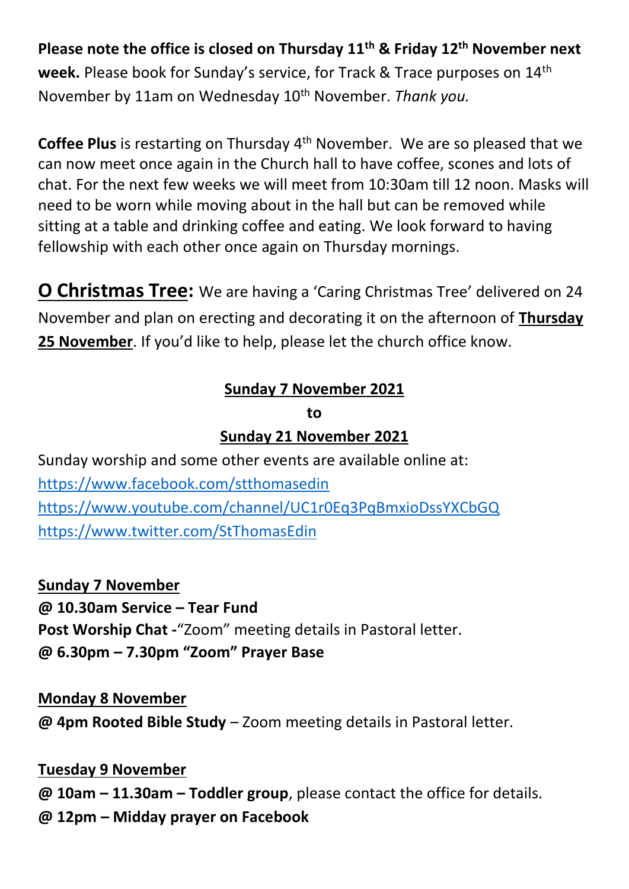**Please note the office is closed on Thursday 11th & Friday 12th November next week.** Please book for Sunday's service, for Track & Trace purposes on 14th November by 11am on Wednesday 10th November. *Thank you.*

**Coffee Plus** is restarting on Thursday 4th November. We are so pleased that we can now meet once again in the Church hall to have coffee, scones and lots of chat. For the next few weeks we will meet from 10:30am till 12 noon. Masks will need to be worn while moving about in the hall but can be removed while sitting at a table and drinking coffee and eating. We look forward to having fellowship with each other once again on Thursday mornings.

**O Christmas Tree:** We are having a 'Caring Christmas Tree' delivered on 24 November and plan on erecting and decorating it on the afternoon of **Thursday 25 November**. If you'd like to help, please let the church office know.

**Sunday 7 November 2021**

**to**

**Sunday 21 November 2021**

Sunday worship and some other events are available online at:
https://www.facebook.com/stthomasedin
https://www.youtube.com/channel/UC1r0Eq3PqBmxioDssYXCbGQ
https://www.twitter.com/StThomasEdin

**Sunday 7 November**
**@ 10.30am Service – Tear Fund**
**Post Worship Chat -**"Zoom" meeting details in Pastoral letter.
**@ 6.30pm – 7.30pm "Zoom" Prayer Base**

**Monday 8 November**
**@ 4pm Rooted Bible Study** – Zoom meeting details in Pastoral letter.

**Tuesday 9 November**
**@ 10am – 11.30am – Toddler group**, please contact the office for details.
**@ 12pm – Midday prayer on Facebook**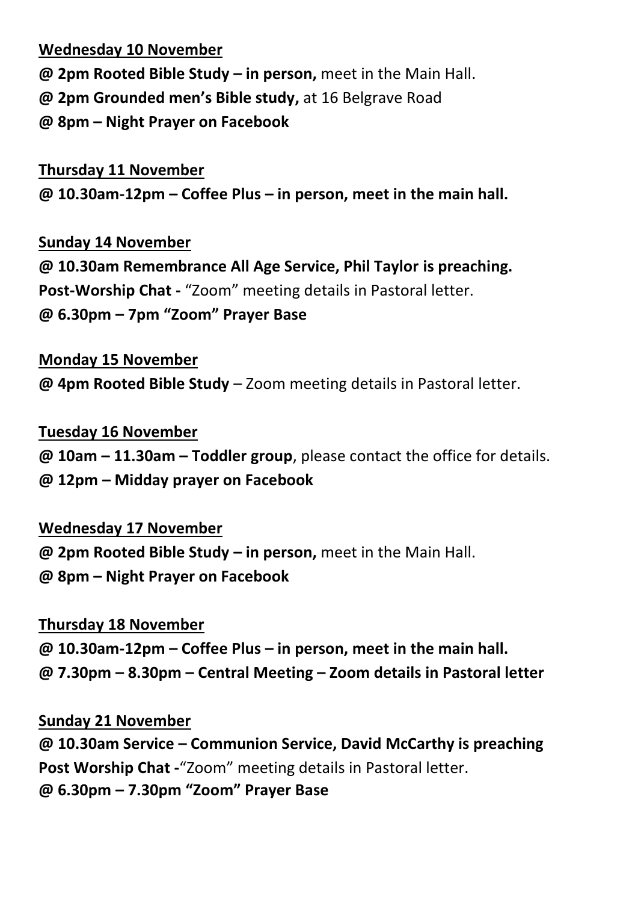**Wednesday 10 November**

**@ 2pm Rooted Bible Study – in person,** meet in the Main Hall.
**@ 2pm Grounded men's Bible study,** at 16 Belgrave Road
**@ 8pm – Night Prayer on Facebook**

**Thursday 11 November**

**@ 10.30am-12pm – Coffee Plus – in person, meet in the main hall.**

**Sunday 14 November**

**@ 10.30am Remembrance All Age Service, Phil Taylor is preaching.**
**Post-Worship Chat -** "Zoom" meeting details in Pastoral letter.
**@ 6.30pm – 7pm "Zoom" Prayer Base**

**Monday 15 November**

**@ 4pm Rooted Bible Study** – Zoom meeting details in Pastoral letter.

**Tuesday 16 November**

**@ 10am – 11.30am – Toddler group**, please contact the office for details.
**@ 12pm – Midday prayer on Facebook**

**Wednesday 17 November**

**@ 2pm Rooted Bible Study – in person,** meet in the Main Hall.
**@ 8pm – Night Prayer on Facebook**

**Thursday 18 November**

**@ 10.30am-12pm – Coffee Plus – in person, meet in the main hall.**
**@ 7.30pm – 8.30pm – Central Meeting – Zoom details in Pastoral letter**

**Sunday 21 November**

**@ 10.30am Service – Communion Service, David McCarthy is preaching**
**Post Worship Chat -**"Zoom" meeting details in Pastoral letter.
**@ 6.30pm – 7.30pm "Zoom" Prayer Base**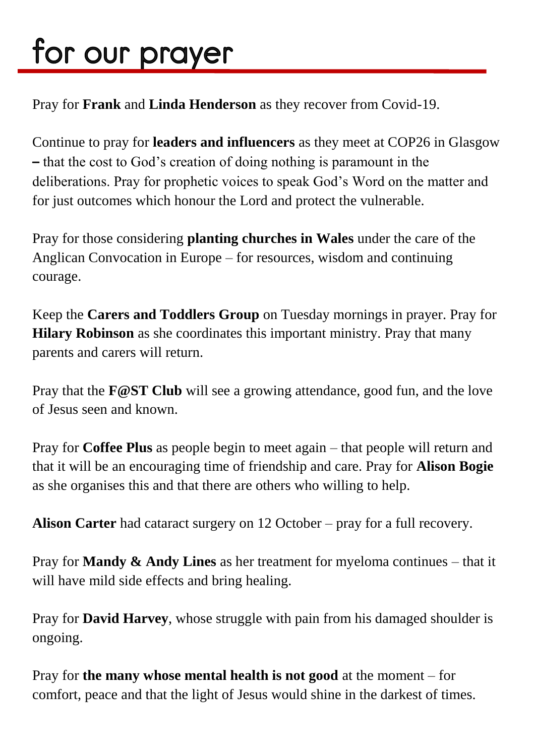# for our prayer

Pray for **Frank** and **Linda Henderson** as they recover from Covid-19.

Continue to pray for **leaders and influencers** as they meet at COP26 in Glasgow **–** that the cost to God's creation of doing nothing is paramount in the deliberations. Pray for prophetic voices to speak God's Word on the matter and for just outcomes which honour the Lord and protect the vulnerable.

Pray for those considering **planting churches in Wales** under the care of the Anglican Convocation in Europe – for resources, wisdom and continuing courage.

Keep the **Carers and Toddlers Group** on Tuesday mornings in prayer. Pray for **Hilary Robinson** as she coordinates this important ministry. Pray that many parents and carers will return.

Pray that the **F@ST Club** will see a growing attendance, good fun, and the love of Jesus seen and known.

Pray for **Coffee Plus** as people begin to meet again – that people will return and that it will be an encouraging time of friendship and care. Pray for **Alison Bogie** as she organises this and that there are others who willing to help.

**Alison Carter** had cataract surgery on 12 October – pray for a full recovery.

Pray for **Mandy & Andy Lines** as her treatment for myeloma continues – that it will have mild side effects and bring healing.

Pray for **David Harvey**, whose struggle with pain from his damaged shoulder is ongoing.

Pray for **the many whose mental health is not good** at the moment – for comfort, peace and that the light of Jesus would shine in the darkest of times.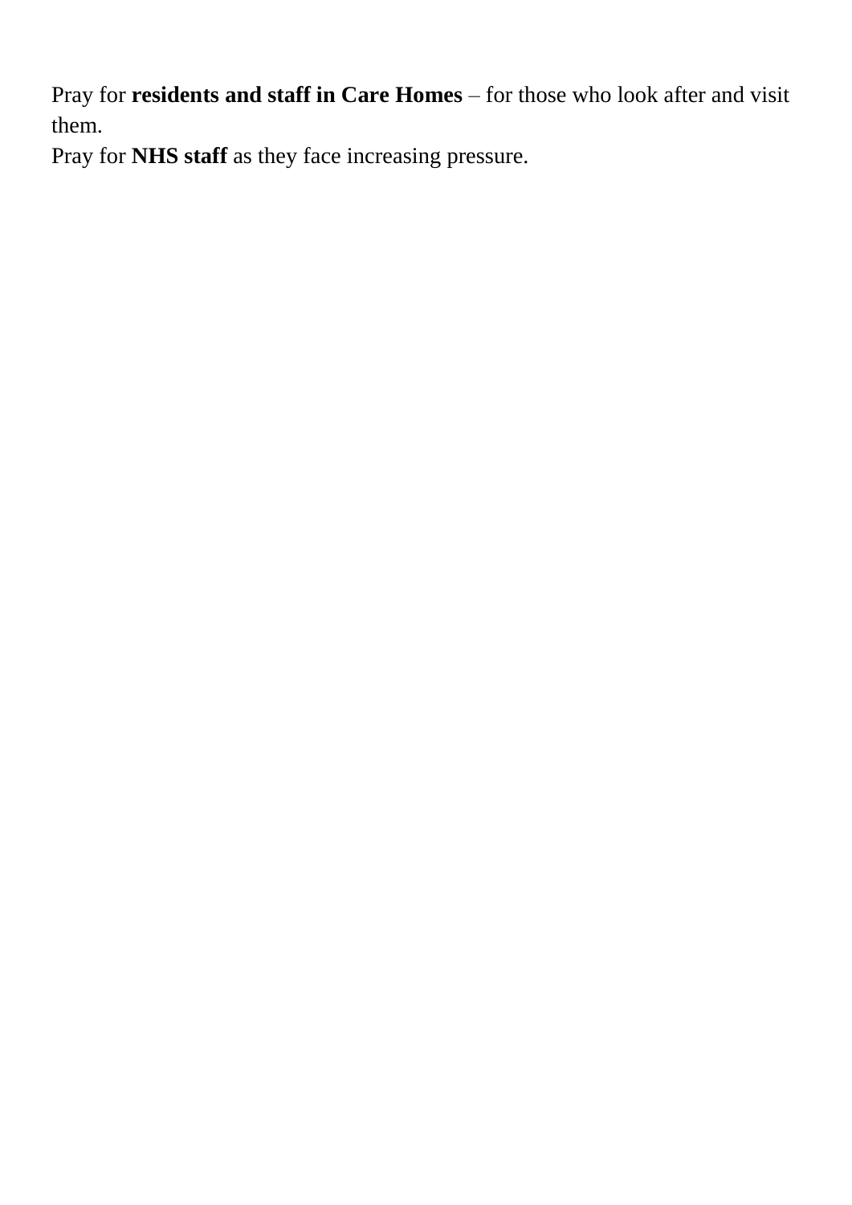Pray for **residents and staff in Care Homes** – for those who look after and visit them.

Pray for **NHS staff** as they face increasing pressure.